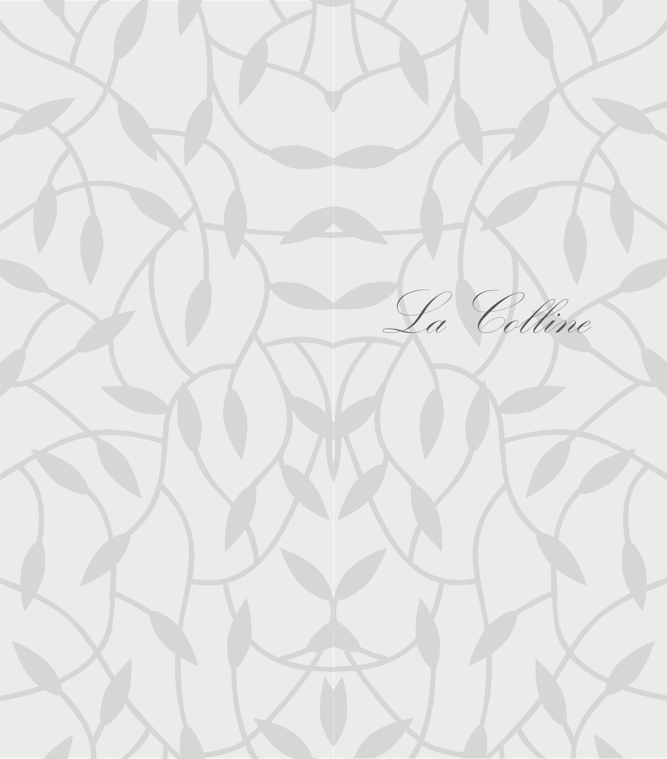# *La Colline*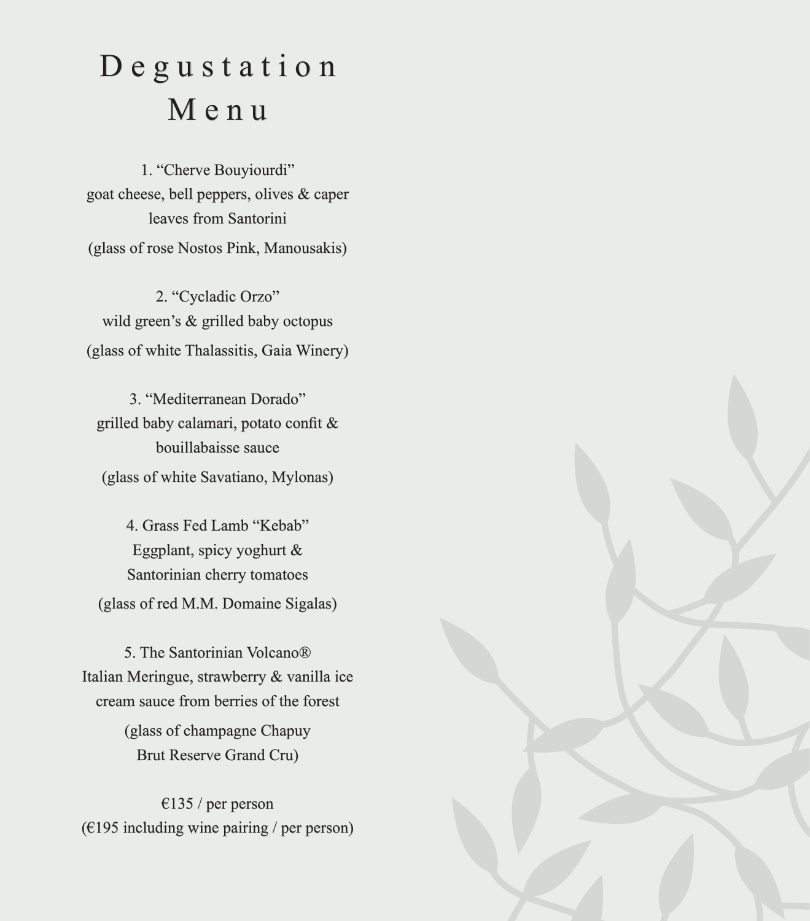# Degustation Menu

1. "Cherve Bouyiourdi"
goat cheese, bell peppers, olives & caper leaves from Santorini
(glass of rose Nostos Pink, Manousakis)

2. "Cycladic Orzo"
wild green's & grilled baby octopus
(glass of white Thalassitis, Gaia Winery)

3. "Mediterranean Dorado"
grilled baby calamari, potato confit & bouillabaisse sauce
(glass of white Savatiano, Mylonas)

4. Grass Fed Lamb "Kebab"
Eggplant, spicy yoghurt & Santorinian cherry tomatoes
(glass of red M.M. Domaine Sigalas)

5. The Santorinian Volcano®
Italian Meringue, strawberry & vanilla ice cream sauce from berries of the forest
(glass of champagne Chapuy Brut Reserve Grand Cru)

€135 / per person
(€195 including wine pairing / per person)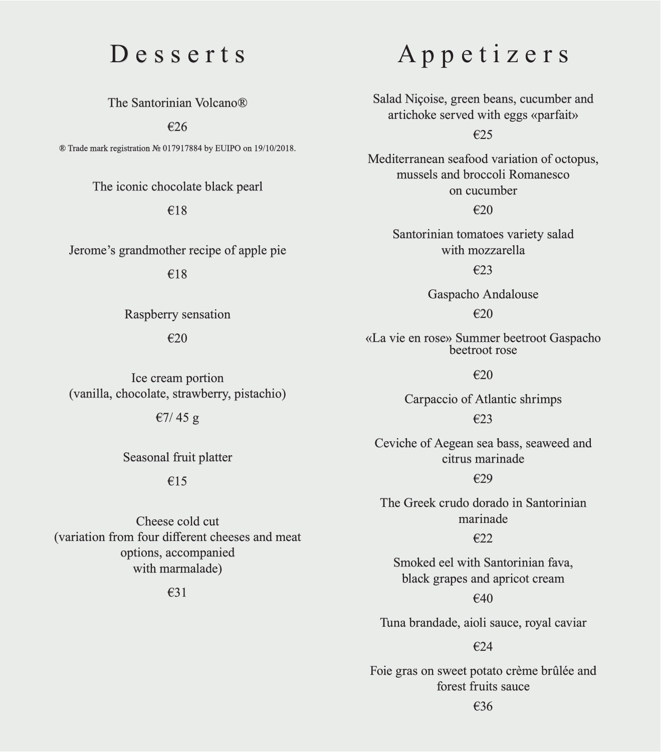# Desserts

The Santorinian Volcano®

€26

® Trade mark registration № 017917884 by EUIPO on 19/10/2018.

The iconic chocolate black pearl

€18

Jerome's grandmother recipe of apple pie

€18

Raspberry sensation

€20

Ice cream portion
(vanilla, chocolate, strawberry, pistachio)

€7/ 45 g

Seasonal fruit platter

€15

Cheese cold cut
(variation from four different cheeses and meat options, accompanied with marmalade)

€31

# Appetizers

Salad Niçoise, green beans, cucumber and artichoke served with eggs «parfait»

€25

Mediterranean seafood variation of octopus, mussels and broccoli Romanesco on cucumber

€20

Santorinian tomatoes variety salad with mozzarella

€23

Gaspacho Andalouse

€20

«La vie en rose» Summer beetroot Gaspacho beetroot rose

€20

Carpaccio of Atlantic shrimps

€23

Ceviche of Aegean sea bass, seaweed and citrus marinade

€29

The Greek crudo dorado in Santorinian marinade

€22

Smoked eel with Santorinian fava, black grapes and apricot cream

€40

Tuna brandade, aioli sauce, royal caviar

€24

Foie gras on sweet potato crème brûlée and forest fruits sauce

€36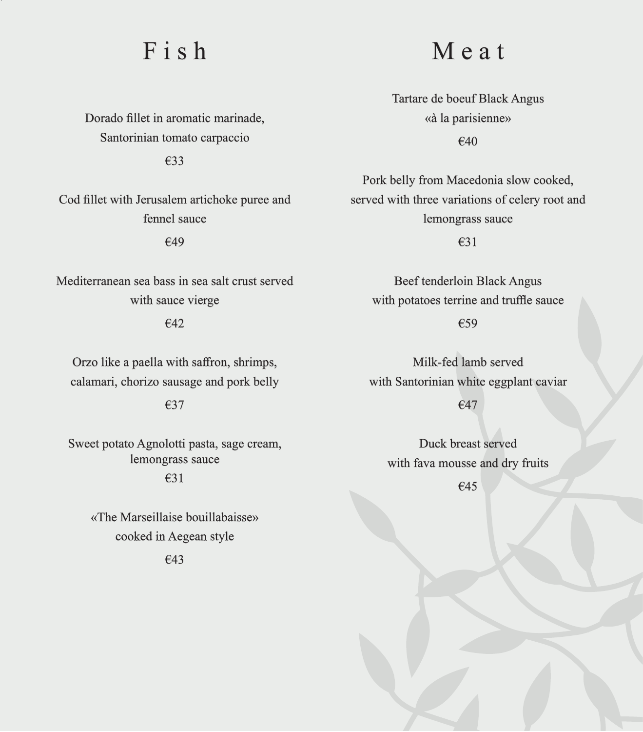# Fish

Dorado fillet in aromatic marinade,
Santorinian tomato carpaccio

€33

Cod fillet with Jerusalem artichoke puree and fennel sauce

€49

Mediterranean sea bass in sea salt crust served with sauce vierge

€42

Orzo like a paella with saffron, shrimps, calamari, chorizo sausage and pork belly

€37

Sweet potato Agnolotti pasta, sage cream, lemongrass sauce

€31

«The Marseillaise bouillabaisse»
cooked in Aegean style

€43

# Meat

Tartare de boeuf Black Angus
«à la parisienne»

€40

Pork belly from Macedonia slow cooked, served with three variations of celery root and lemongrass sauce

€31

Beef tenderloin Black Angus
with potatoes terrine and truffle sauce

€59

Milk-fed lamb served
with Santorinian white eggplant caviar

€47

Duck breast served
with fava mousse and dry fruits

€45